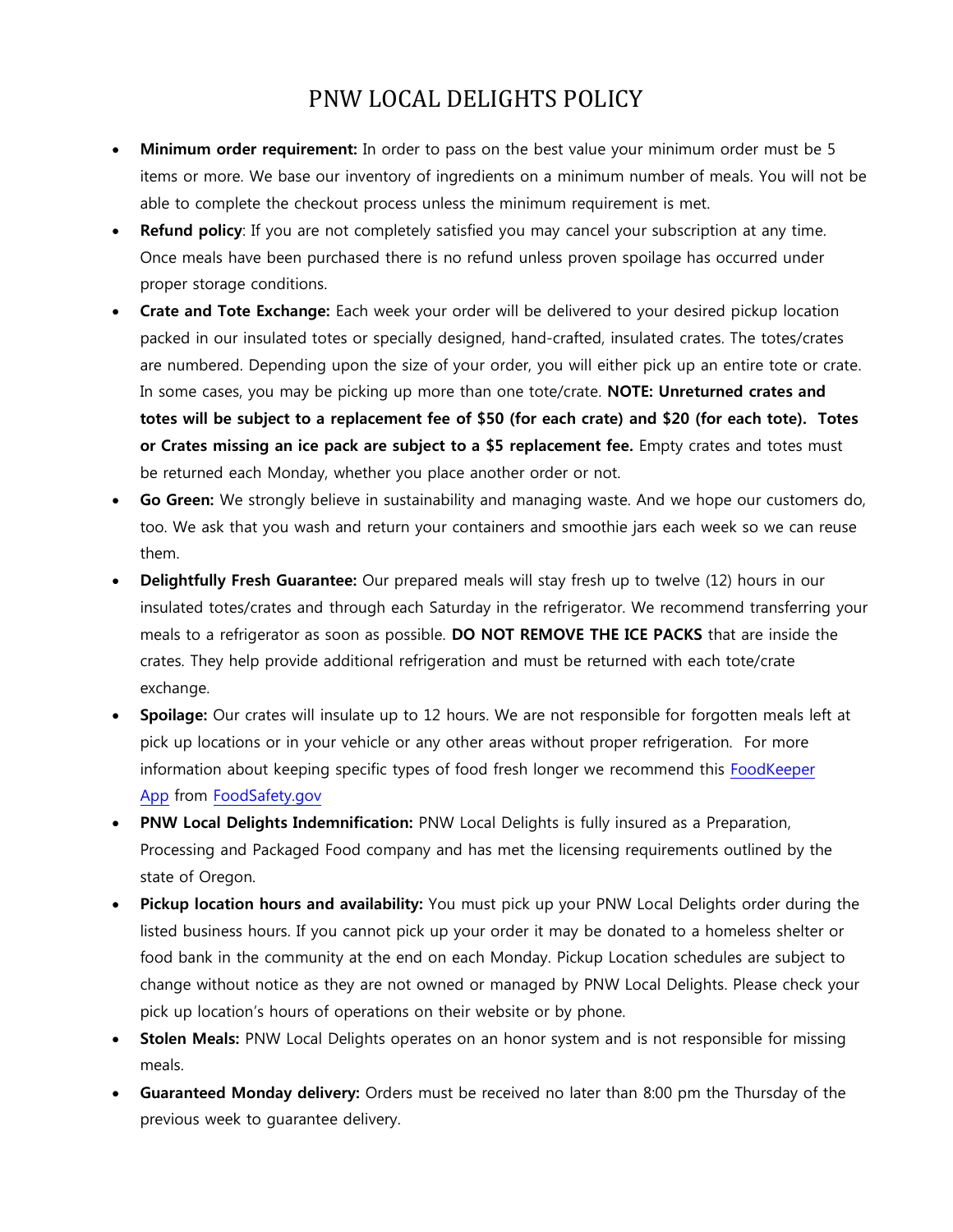# PNW LOCAL DELIGHTS POLICY

- **Minimum order requirement:** In order to pass on the best value your minimum order must be 5 items or more. We base our inventory of ingredients on a minimum number of meals. You will not be able to complete the checkout process unless the minimum requirement is met.
- **Refund policy**: If you are not completely satisfied you may cancel your subscription at any time. Once meals have been purchased there is no refund unless proven spoilage has occurred under proper storage conditions.
- **Crate and Tote Exchange:** Each week your order will be delivered to your desired pickup location packed in our insulated totes or specially designed, hand-crafted, insulated crates. The totes/crates are numbered. Depending upon the size of your order, you will either pick up an entire tote or crate. In some cases, you may be picking up more than one tote/crate. **NOTE: Unreturned crates and totes will be subject to a replacement fee of $50 (for each crate) and $20 (for each tote). Totes or Crates missing an ice pack are subject to a $5 replacement fee.** Empty crates and totes must be returned each Monday, whether you place another order or not.
- **Go Green:** We strongly believe in sustainability and managing waste. And we hope our customers do, too. We ask that you wash and return your containers and smoothie jars each week so we can reuse them.
- **Delightfully Fresh Guarantee:** Our prepared meals will stay fresh up to twelve (12) hours in our insulated totes/crates and through each Saturday in the refrigerator. We recommend transferring your meals to a refrigerator as soon as possible. **DO NOT REMOVE THE ICE PACKS** that are inside the crates. They help provide additional refrigeration and must be returned with each tote/crate exchange.
- **Spoilage:** Our crates will insulate up to 12 hours. We are not responsible for forgotten meals left at pick up locations or in your vehicle or any other areas without proper refrigeration. For more information about keeping specific types of food fresh longer we recommend this FoodKeeper App from FoodSafety.gov
- **PNW Local Delights Indemnification:** PNW Local Delights is fully insured as a Preparation, Processing and Packaged Food company and has met the licensing requirements outlined by the state of Oregon.
- **Pickup location hours and availability:** You must pick up your PNW Local Delights order during the listed business hours. If you cannot pick up your order it may be donated to a homeless shelter or food bank in the community at the end on each Monday. Pickup Location schedules are subject to change without notice as they are not owned or managed by PNW Local Delights. Please check your pick up location's hours of operations on their website or by phone.
- **Stolen Meals:** PNW Local Delights operates on an honor system and is not responsible for missing meals.
- **Guaranteed Monday delivery:** Orders must be received no later than 8:00 pm the Thursday of the previous week to guarantee delivery.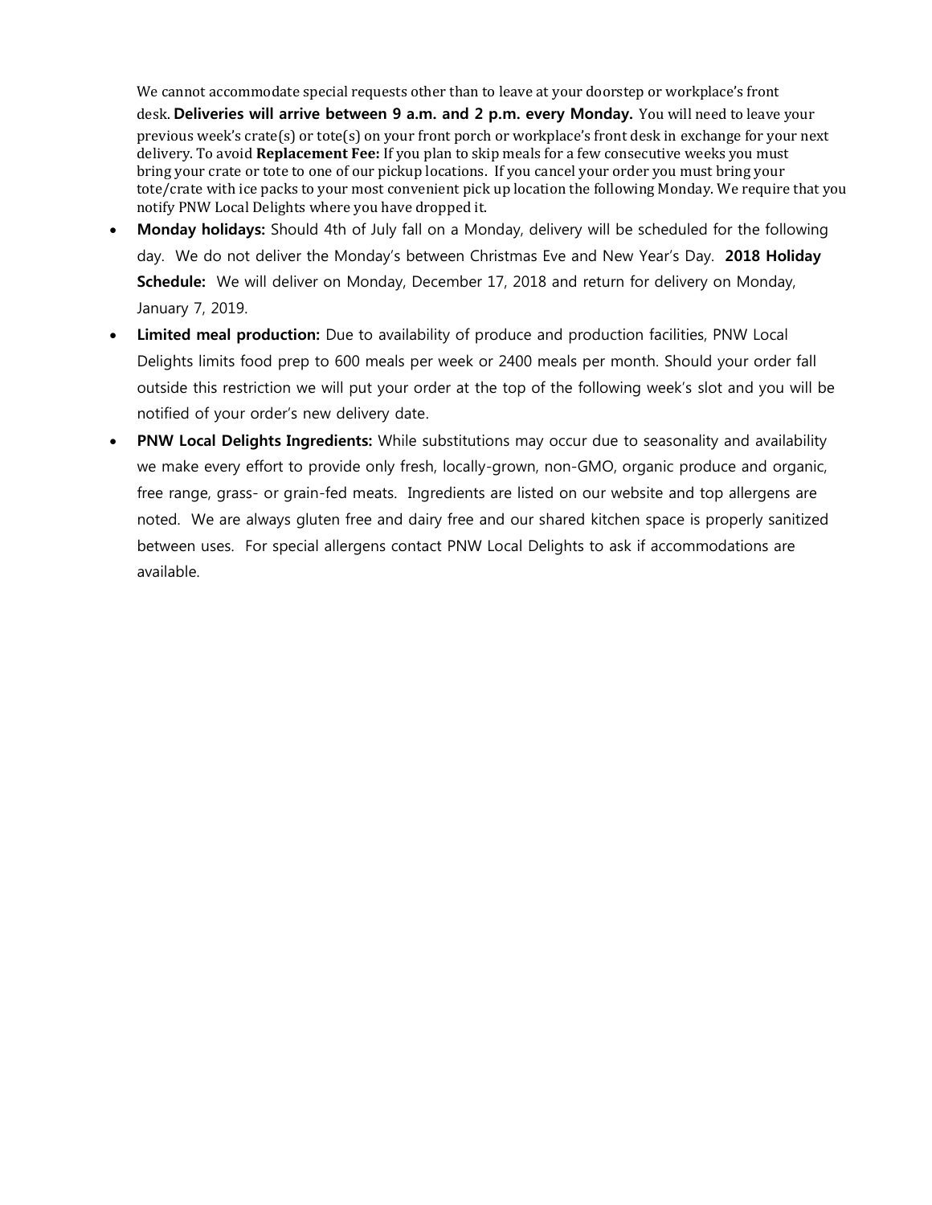We cannot accommodate special requests other than to leave at your doorstep or workplace's front desk. **Deliveries will arrive between 9 a.m. and 2 p.m. every Monday.** You will need to leave your previous week's crate(s) or tote(s) on your front porch or workplace's front desk in exchange for your next delivery. To avoid **Replacement Fee:** If you plan to skip meals for a few consecutive weeks you must bring your crate or tote to one of our pickup locations. If you cancel your order you must bring your tote/crate with ice packs to your most convenient pick up location the following Monday. We require that you notify PNW Local Delights where you have dropped it.

- **Monday holidays:** Should 4th of July fall on a Monday, delivery will be scheduled for the following day. We do not deliver the Monday's between Christmas Eve and New Year's Day. **2018 Holiday Schedule:** We will deliver on Monday, December 17, 2018 and return for delivery on Monday, January 7, 2019.
- **Limited meal production:** Due to availability of produce and production facilities, PNW Local Delights limits food prep to 600 meals per week or 2400 meals per month. Should your order fall outside this restriction we will put your order at the top of the following week's slot and you will be notified of your order's new delivery date.
- **PNW Local Delights Ingredients:** While substitutions may occur due to seasonality and availability we make every effort to provide only fresh, locally-grown, non-GMO, organic produce and organic, free range, grass- or grain-fed meats. Ingredients are listed on our website and top allergens are noted. We are always gluten free and dairy free and our shared kitchen space is properly sanitized between uses. For special allergens contact PNW Local Delights to ask if accommodations are available.